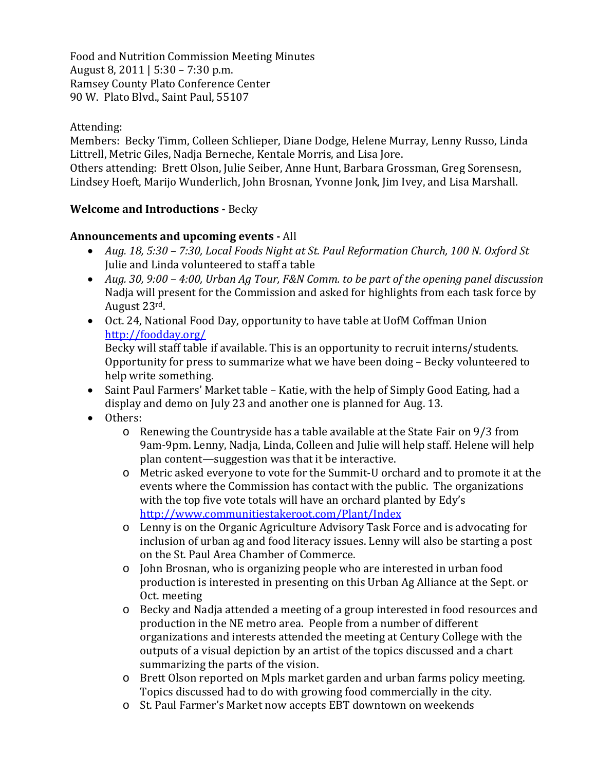Food and Nutrition Commission Meeting Minutes
August 8, 2011 | 5:30 – 7:30 p.m.
Ramsey County Plato Conference Center
90 W. Plato Blvd., Saint Paul, 55107

Attending:
Members: Becky Timm, Colleen Schlieper, Diane Dodge, Helene Murray, Lenny Russo, Linda Littrell, Metric Giles, Nadja Berneche, Kentale Morris, and Lisa Jore.
Others attending: Brett Olson, Julie Seiber, Anne Hunt, Barbara Grossman, Greg Sorensesn, Lindsey Hoeft, Marijo Wunderlich, John Brosnan, Yvonne Jonk, Jim Ivey, and Lisa Marshall.

**Welcome and Introductions -** Becky

**Announcements and upcoming events -** All

- *Aug. 18, 5:30 – 7:30, Local Foods Night at St. Paul Reformation Church, 100 N. Oxford St* Julie and Linda volunteered to staff a table
- *Aug. 30, 9:00 – 4:00, Urban Ag Tour, F&N Comm. to be part of the opening panel discussion* Nadja will present for the Commission and asked for highlights from each task force by August 23rd.
- Oct. 24, National Food Day, opportunity to have table at UofM Coffman Union http://foodday.org/
  Becky will staff table if available. This is an opportunity to recruit interns/students. Opportunity for press to summarize what we have been doing – Becky volunteered to help write something.
- Saint Paul Farmers' Market table – Katie, with the help of Simply Good Eating, had a display and demo on July 23 and another one is planned for Aug. 13.
- Others:
  - Renewing the Countryside has a table available at the State Fair on 9/3 from 9am-9pm. Lenny, Nadja, Linda, Colleen and Julie will help staff. Helene will help plan content—suggestion was that it be interactive.
  - Metric asked everyone to vote for the Summit-U orchard and to promote it at the events where the Commission has contact with the public. The organizations with the top five vote totals will have an orchard planted by Edy's http://www.communitiestakeroot.com/Plant/Index
  - Lenny is on the Organic Agriculture Advisory Task Force and is advocating for inclusion of urban ag and food literacy issues. Lenny will also be starting a post on the St. Paul Area Chamber of Commerce.
  - John Brosnan, who is organizing people who are interested in urban food production is interested in presenting on this Urban Ag Alliance at the Sept. or Oct. meeting
  - Becky and Nadja attended a meeting of a group interested in food resources and production in the NE metro area. People from a number of different organizations and interests attended the meeting at Century College with the outputs of a visual depiction by an artist of the topics discussed and a chart summarizing the parts of the vision.
  - Brett Olson reported on Mpls market garden and urban farms policy meeting. Topics discussed had to do with growing food commercially in the city.
  - St. Paul Farmer's Market now accepts EBT downtown on weekends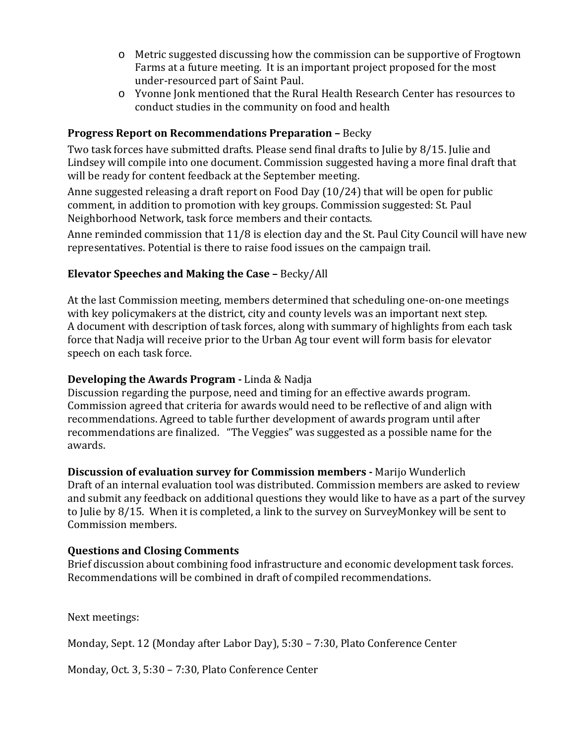- Metric suggested discussing how the commission can be supportive of Frogtown Farms at a future meeting. It is an important project proposed for the most under-resourced part of Saint Paul.
- Yvonne Jonk mentioned that the Rural Health Research Center has resources to conduct studies in the community on food and health

**Progress Report on Recommendations Preparation –** Becky

Two task forces have submitted drafts. Please send final drafts to Julie by 8/15. Julie and Lindsey will compile into one document. Commission suggested having a more final draft that will be ready for content feedback at the September meeting.

Anne suggested releasing a draft report on Food Day (10/24) that will be open for public comment, in addition to promotion with key groups. Commission suggested: St. Paul Neighborhood Network, task force members and their contacts.

Anne reminded commission that 11/8 is election day and the St. Paul City Council will have new representatives. Potential is there to raise food issues on the campaign trail.

**Elevator Speeches and Making the Case –** Becky/All

At the last Commission meeting, members determined that scheduling one-on-one meetings with key policymakers at the district, city and county levels was an important next step. A document with description of task forces, along with summary of highlights from each task force that Nadja will receive prior to the Urban Ag tour event will form basis for elevator speech on each task force.

**Developing the Awards Program -** Linda & Nadja

Discussion regarding the purpose, need and timing for an effective awards program. Commission agreed that criteria for awards would need to be reflective of and align with recommendations. Agreed to table further development of awards program until after recommendations are finalized. "The Veggies" was suggested as a possible name for the awards.

**Discussion of evaluation survey for Commission members -** Marijo Wunderlich

Draft of an internal evaluation tool was distributed. Commission members are asked to review and submit any feedback on additional questions they would like to have as a part of the survey to Julie by 8/15. When it is completed, a link to the survey on SurveyMonkey will be sent to Commission members.

**Questions and Closing Comments**

Brief discussion about combining food infrastructure and economic development task forces. Recommendations will be combined in draft of compiled recommendations.

Next meetings:

Monday, Sept. 12 (Monday after Labor Day), 5:30 – 7:30, Plato Conference Center

Monday, Oct. 3, 5:30 – 7:30, Plato Conference Center